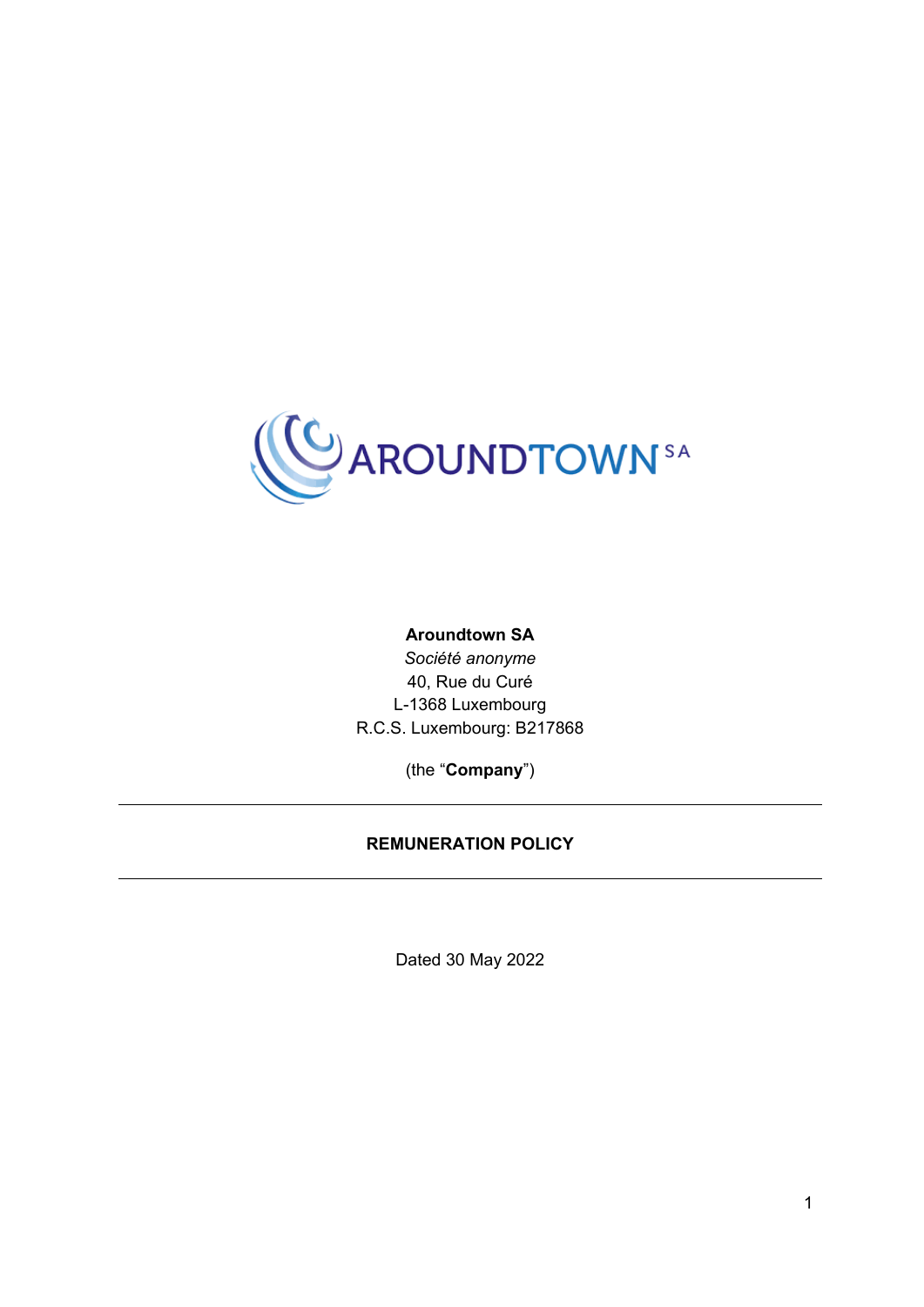**Aroundtown SA**
*Société anonyme*
40, Rue du Curé
L-1368 Luxembourg
R.C.S. Luxembourg: B217868

(the "**Company**")

---

**REMUNERATION POLICY**

---

Dated 30 May 2022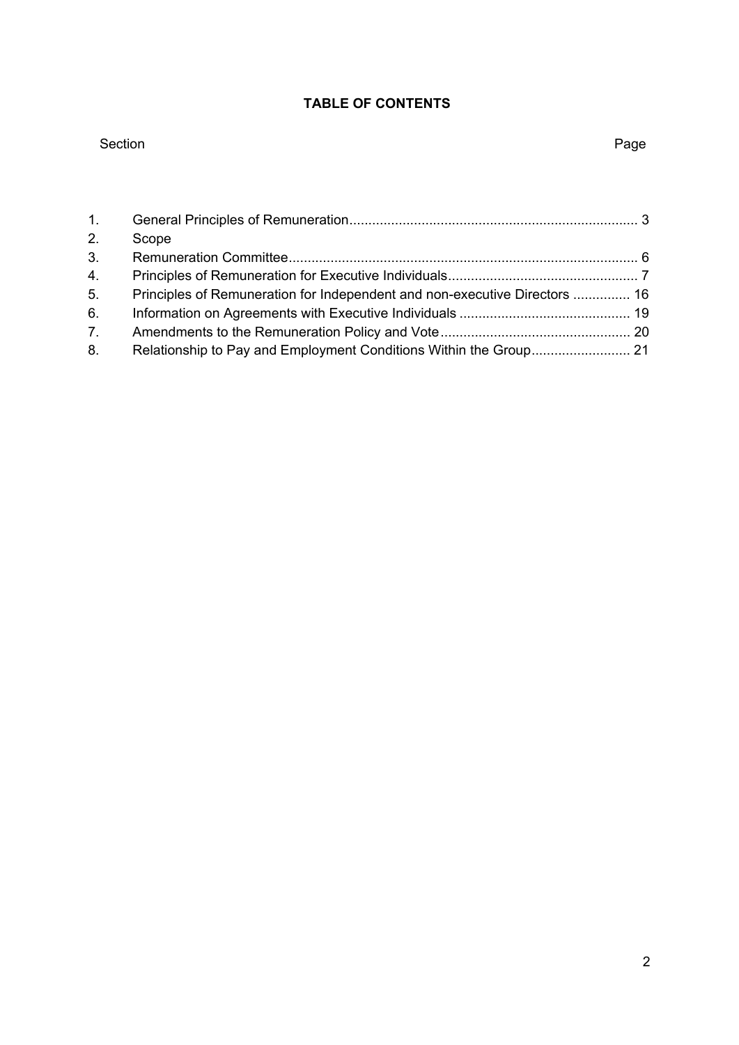# TABLE OF CONTENTS

| Section | | Page |
|---|---|---|
| 1. | General Principles of Remuneration | 3 |
| 2. | Scope | |
| 3. | Remuneration Committee | 6 |
| 4. | Principles of Remuneration for Executive Individuals | 7 |
| 5. | Principles of Remuneration for Independent and non-executive Directors | 16 |
| 6. | Information on Agreements with Executive Individuals | 19 |
| 7. | Amendments to the Remuneration Policy and Vote | 20 |
| 8. | Relationship to Pay and Employment Conditions Within the Group | 21 |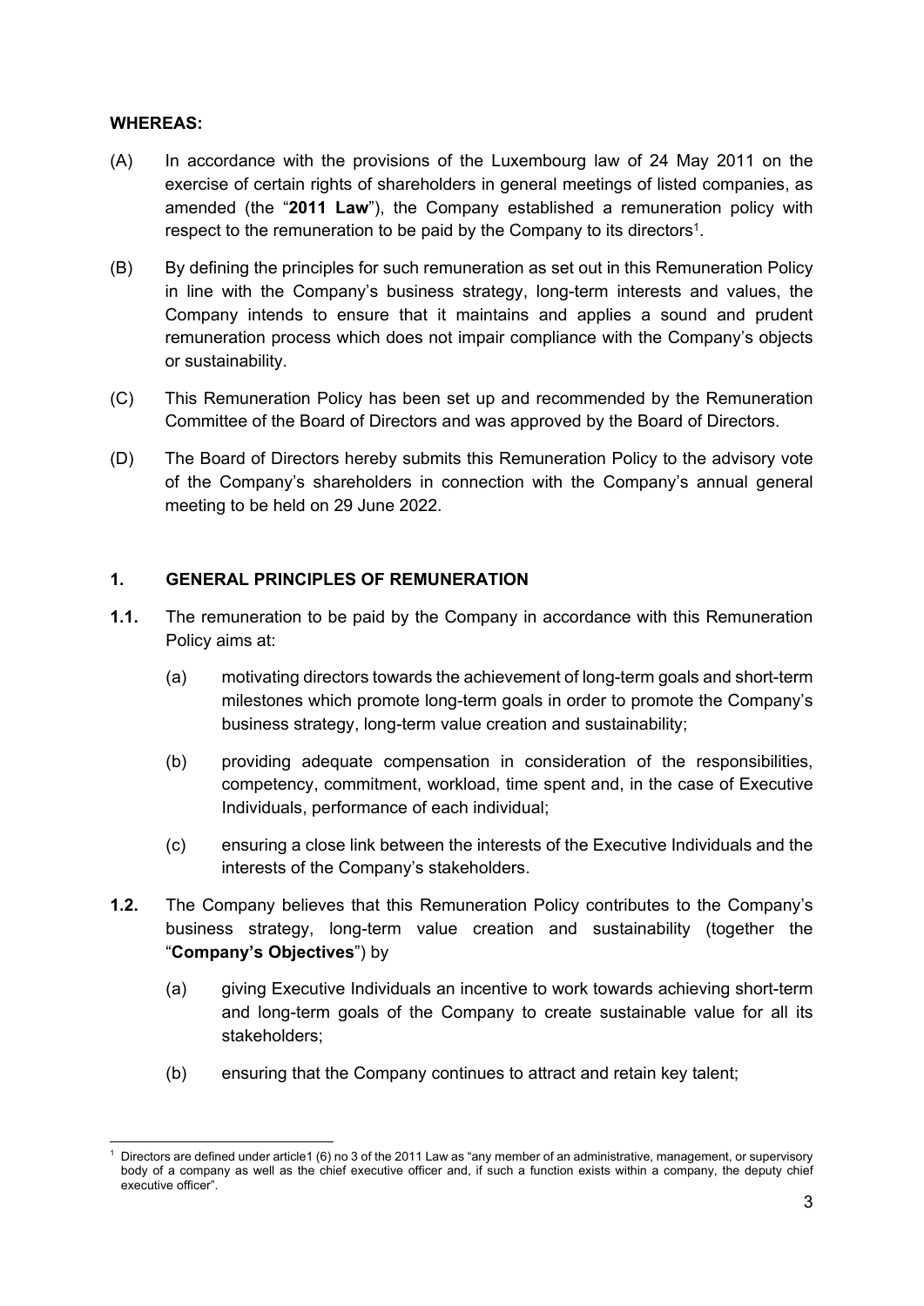**WHEREAS:**

(A) In accordance with the provisions of the Luxembourg law of 24 May 2011 on the exercise of certain rights of shareholders in general meetings of listed companies, as amended (the "**2011 Law**"), the Company established a remuneration policy with respect to the remuneration to be paid by the Company to its directors[1].

(B) By defining the principles for such remuneration as set out in this Remuneration Policy in line with the Company's business strategy, long-term interests and values, the Company intends to ensure that it maintains and applies a sound and prudent remuneration process which does not impair compliance with the Company's objects or sustainability.

(C) This Remuneration Policy has been set up and recommended by the Remuneration Committee of the Board of Directors and was approved by the Board of Directors.

(D) The Board of Directors hereby submits this Remuneration Policy to the advisory vote of the Company's shareholders in connection with the Company's annual general meeting to be held on 29 June 2022.

## 1. GENERAL PRINCIPLES OF REMUNERATION

**1.1.** The remuneration to be paid by the Company in accordance with this Remuneration Policy aims at:

(a) motivating directors towards the achievement of long-term goals and short-term milestones which promote long-term goals in order to promote the Company's business strategy, long-term value creation and sustainability;

(b) providing adequate compensation in consideration of the responsibilities, competency, commitment, workload, time spent and, in the case of Executive Individuals, performance of each individual;

(c) ensuring a close link between the interests of the Executive Individuals and the interests of the Company's stakeholders.

**1.2.** The Company believes that this Remuneration Policy contributes to the Company's business strategy, long-term value creation and sustainability (together the "**Company's Objectives**") by

(a) giving Executive Individuals an incentive to work towards achieving short-term and long-term goals of the Company to create sustainable value for all its stakeholders;

(b) ensuring that the Company continues to attract and retain key talent;

---

[1] Directors are defined under article1 (6) no 3 of the 2011 Law as "any member of an administrative, management, or supervisory body of a company as well as the chief executive officer and, if such a function exists within a company, the deputy chief executive officer".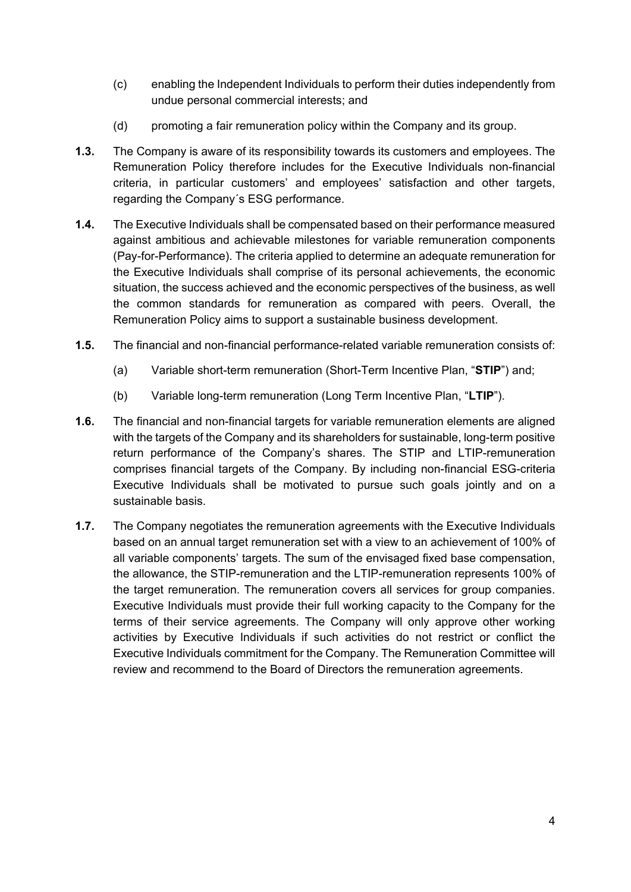(c) enabling the Independent Individuals to perform their duties independently from undue personal commercial interests; and

(d) promoting a fair remuneration policy within the Company and its group.

**1.3.** The Company is aware of its responsibility towards its customers and employees. The Remuneration Policy therefore includes for the Executive Individuals non-financial criteria, in particular customers' and employees' satisfaction and other targets, regarding the Company´s ESG performance.

**1.4.** The Executive Individuals shall be compensated based on their performance measured against ambitious and achievable milestones for variable remuneration components (Pay-for-Performance). The criteria applied to determine an adequate remuneration for the Executive Individuals shall comprise of its personal achievements, the economic situation, the success achieved and the economic perspectives of the business, as well the common standards for remuneration as compared with peers. Overall, the Remuneration Policy aims to support a sustainable business development.

**1.5.** The financial and non-financial performance-related variable remuneration consists of:

(a) Variable short-term remuneration (Short-Term Incentive Plan, "**STIP**") and;

(b) Variable long-term remuneration (Long Term Incentive Plan, "**LTIP**").

**1.6.** The financial and non-financial targets for variable remuneration elements are aligned with the targets of the Company and its shareholders for sustainable, long-term positive return performance of the Company's shares. The STIP and LTIP-remuneration comprises financial targets of the Company. By including non-financial ESG-criteria Executive Individuals shall be motivated to pursue such goals jointly and on a sustainable basis.

**1.7.** The Company negotiates the remuneration agreements with the Executive Individuals based on an annual target remuneration set with a view to an achievement of 100% of all variable components' targets. The sum of the envisaged fixed base compensation, the allowance, the STIP-remuneration and the LTIP-remuneration represents 100% of the target remuneration. The remuneration covers all services for group companies. Executive Individuals must provide their full working capacity to the Company for the terms of their service agreements. The Company will only approve other working activities by Executive Individuals if such activities do not restrict or conflict the Executive Individuals commitment for the Company. The Remuneration Committee will review and recommend to the Board of Directors the remuneration agreements.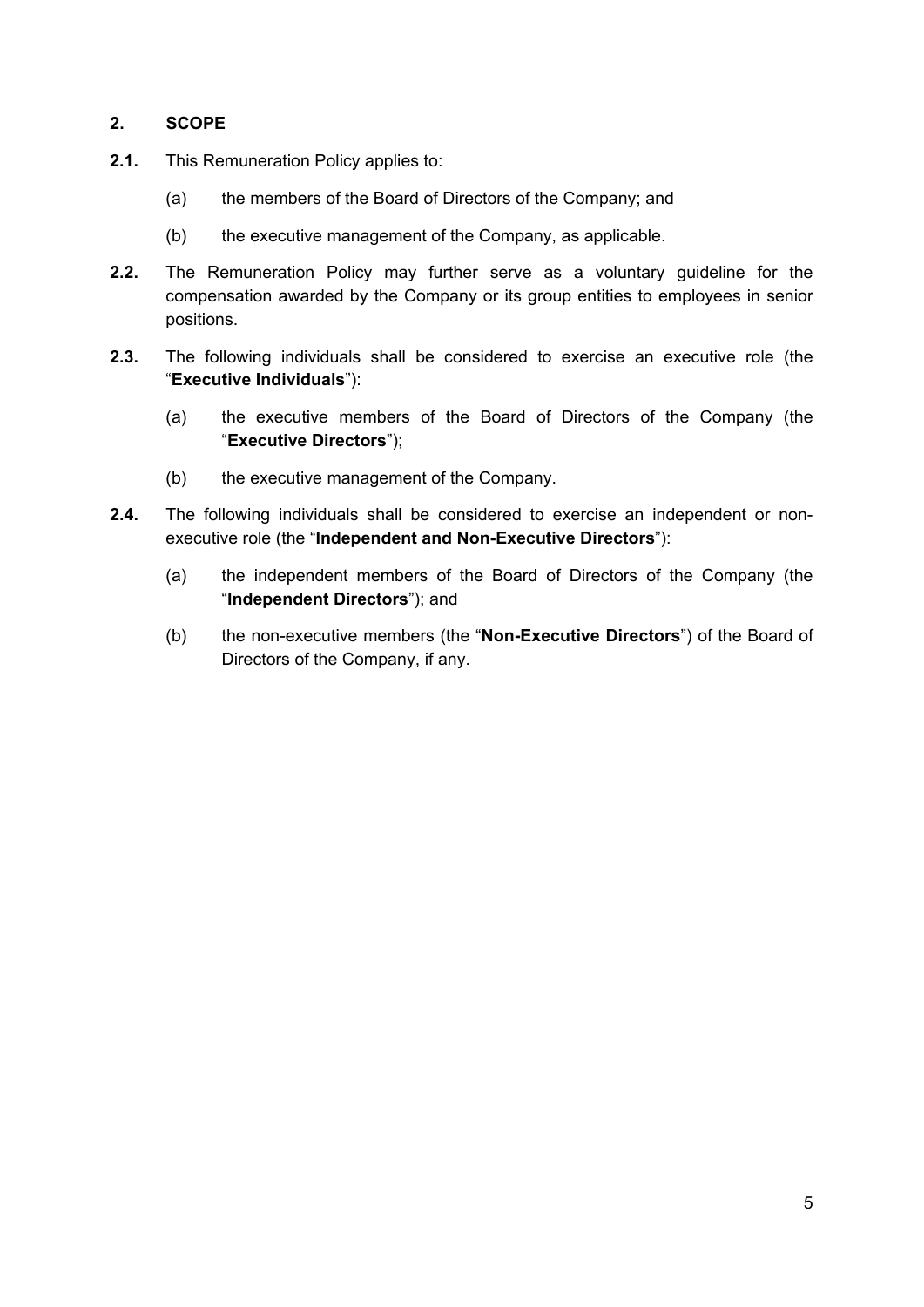## 2. SCOPE

**2.1.** This Remuneration Policy applies to:

(a) the members of the Board of Directors of the Company; and

(b) the executive management of the Company, as applicable.

**2.2.** The Remuneration Policy may further serve as a voluntary guideline for the compensation awarded by the Company or its group entities to employees in senior positions.

**2.3.** The following individuals shall be considered to exercise an executive role (the "**Executive Individuals**"):

(a) the executive members of the Board of Directors of the Company (the "**Executive Directors**");

(b) the executive management of the Company.

**2.4.** The following individuals shall be considered to exercise an independent or non-executive role (the "**Independent and Non-Executive Directors**"):

(a) the independent members of the Board of Directors of the Company (the "**Independent Directors**"); and

(b) the non-executive members (the "**Non-Executive Directors**") of the Board of Directors of the Company, if any.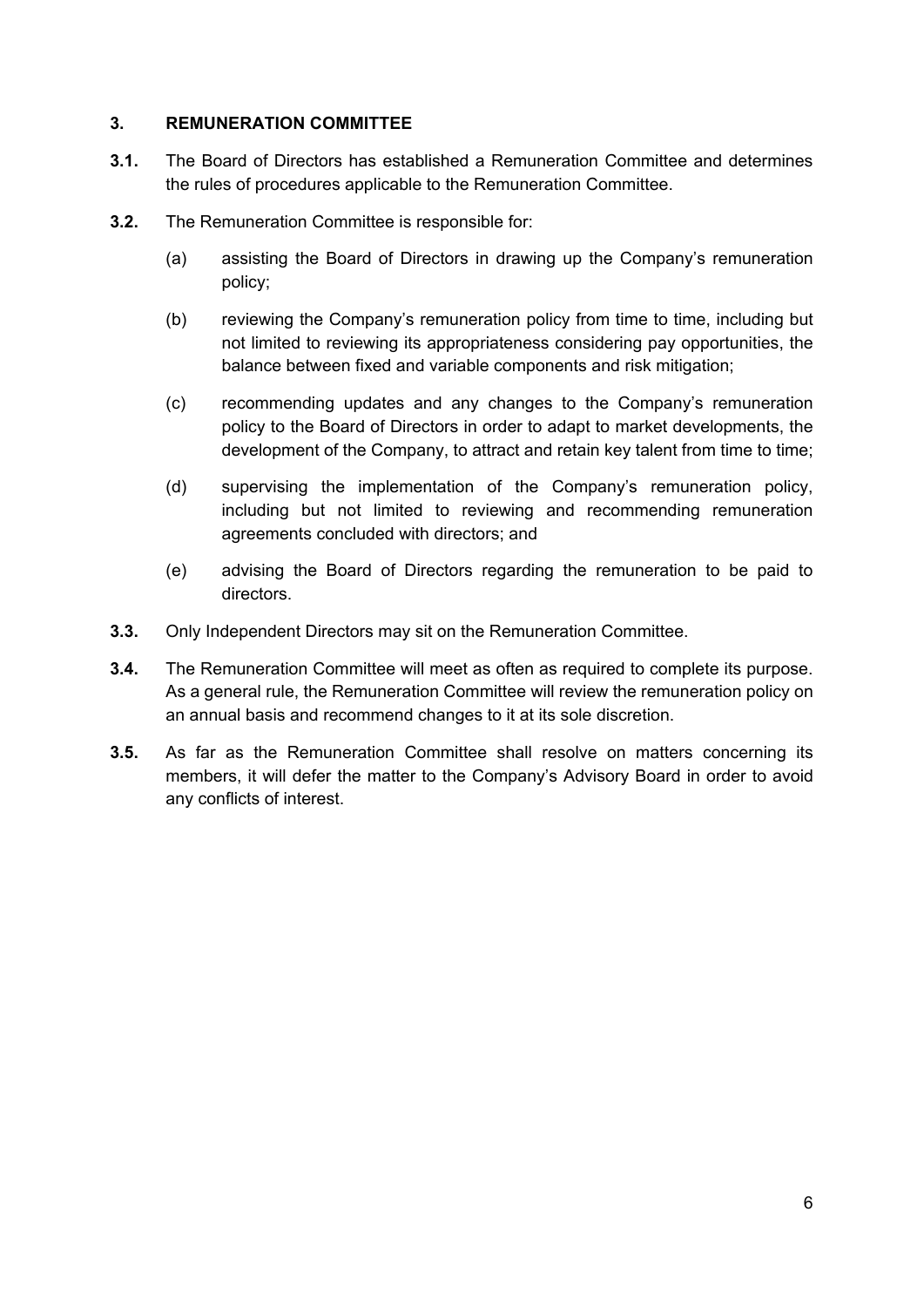## 3. REMUNERATION COMMITTEE

**3.1.** The Board of Directors has established a Remuneration Committee and determines the rules of procedures applicable to the Remuneration Committee.

**3.2.** The Remuneration Committee is responsible for:

(a) assisting the Board of Directors in drawing up the Company's remuneration policy;

(b) reviewing the Company's remuneration policy from time to time, including but not limited to reviewing its appropriateness considering pay opportunities, the balance between fixed and variable components and risk mitigation;

(c) recommending updates and any changes to the Company's remuneration policy to the Board of Directors in order to adapt to market developments, the development of the Company, to attract and retain key talent from time to time;

(d) supervising the implementation of the Company's remuneration policy, including but not limited to reviewing and recommending remuneration agreements concluded with directors; and

(e) advising the Board of Directors regarding the remuneration to be paid to directors.

**3.3.** Only Independent Directors may sit on the Remuneration Committee.

**3.4.** The Remuneration Committee will meet as often as required to complete its purpose. As a general rule, the Remuneration Committee will review the remuneration policy on an annual basis and recommend changes to it at its sole discretion.

**3.5.** As far as the Remuneration Committee shall resolve on matters concerning its members, it will defer the matter to the Company's Advisory Board in order to avoid any conflicts of interest.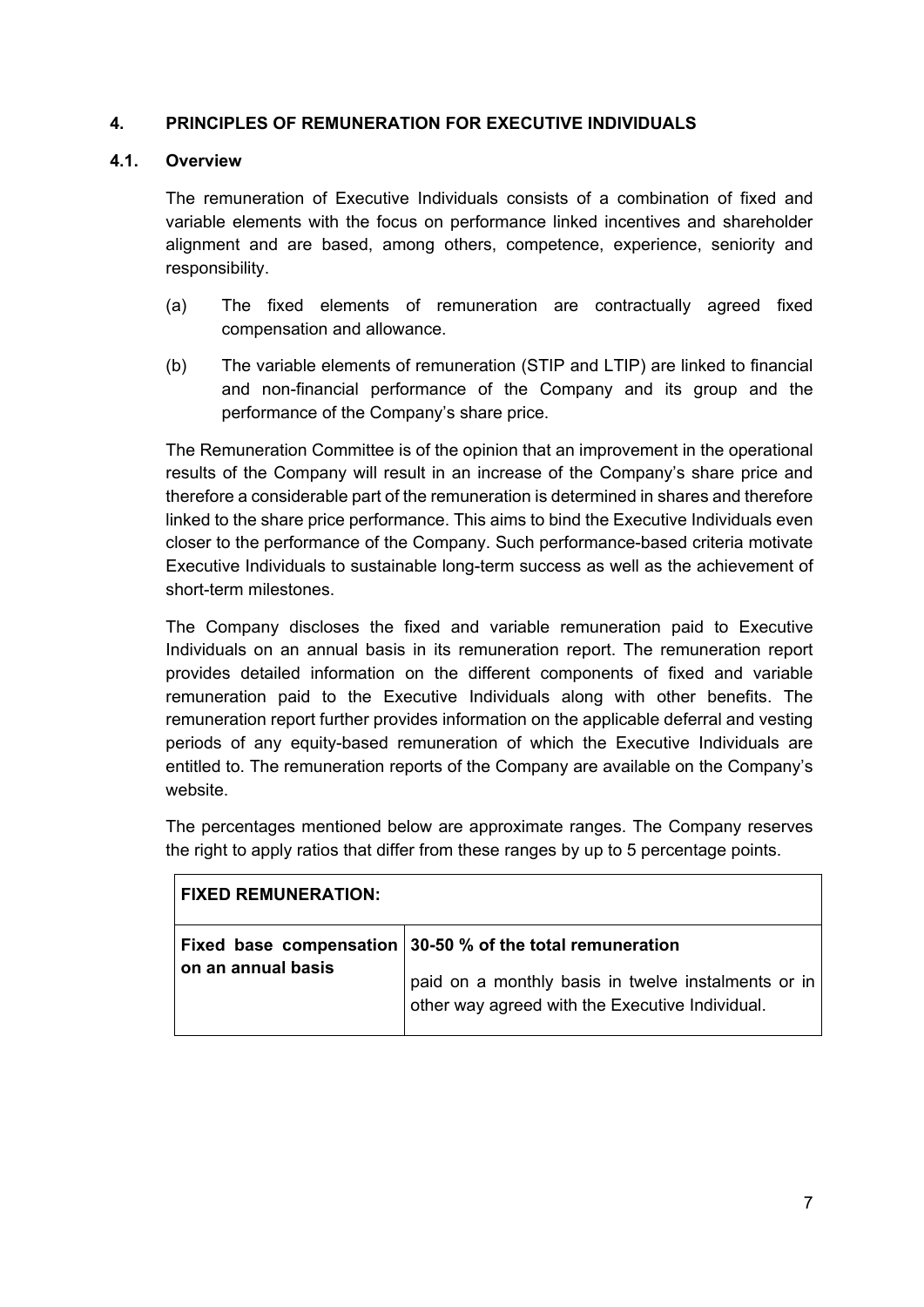## 4. PRINCIPLES OF REMUNERATION FOR EXECUTIVE INDIVIDUALS

### 4.1. Overview

The remuneration of Executive Individuals consists of a combination of fixed and variable elements with the focus on performance linked incentives and shareholder alignment and are based, among others, competence, experience, seniority and responsibility.

(a) The fixed elements of remuneration are contractually agreed fixed compensation and allowance.

(b) The variable elements of remuneration (STIP and LTIP) are linked to financial and non-financial performance of the Company and its group and the performance of the Company's share price.

The Remuneration Committee is of the opinion that an improvement in the operational results of the Company will result in an increase of the Company's share price and therefore a considerable part of the remuneration is determined in shares and therefore linked to the share price performance. This aims to bind the Executive Individuals even closer to the performance of the Company. Such performance-based criteria motivate Executive Individuals to sustainable long-term success as well as the achievement of short-term milestones.

The Company discloses the fixed and variable remuneration paid to Executive Individuals on an annual basis in its remuneration report. The remuneration report provides detailed information on the different components of fixed and variable remuneration paid to the Executive Individuals along with other benefits. The remuneration report further provides information on the applicable deferral and vesting periods of any equity-based remuneration of which the Executive Individuals are entitled to. The remuneration reports of the Company are available on the Company's website.

The percentages mentioned below are approximate ranges. The Company reserves the right to apply ratios that differ from these ranges by up to 5 percentage points.

| **FIXED REMUNERATION:** | |
|---|---|
| **Fixed base compensation on an annual basis** | **30-50 % of the total remuneration**<br><br>paid on a monthly basis in twelve instalments or in other way agreed with the Executive Individual. |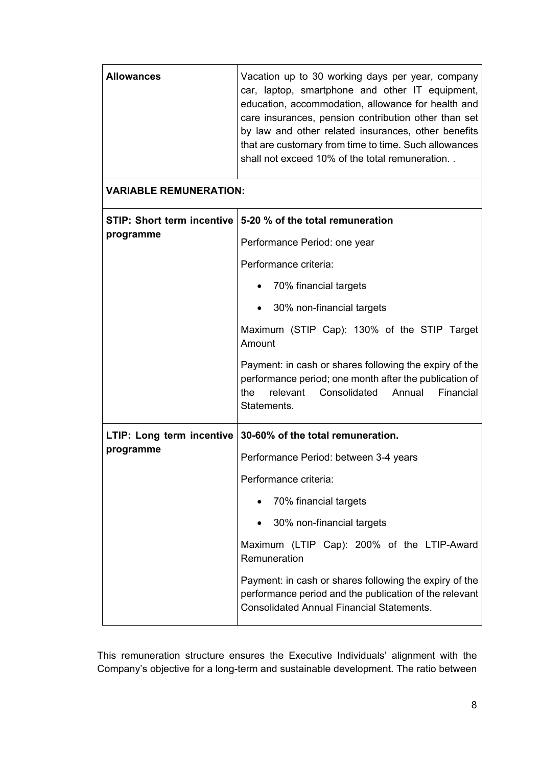| **Allowances** | Vacation up to 30 working days per year, company car, laptop, smartphone and other IT equipment, education, accommodation, allowance for health and care insurances, pension contribution other than set by law and other related insurances, other benefits that are customary from time to time. Such allowances shall not exceed 10% of the total remuneration. . |
| --- | --- |
| **VARIABLE REMUNERATION:** | |
| **STIP: Short term incentive programme** | **5-20 % of the total remuneration**<br><br>Performance Period: one year<br><br>Performance criteria:<br><br>• 70% financial targets<br><br>• 30% non-financial targets<br><br>Maximum (STIP Cap): 130% of the STIP Target Amount<br><br>Payment: in cash or shares following the expiry of the performance period; one month after the publication of the relevant Consolidated Annual Financial Statements. |
| **LTIP: Long term incentive programme** | **30-60% of the total remuneration.**<br><br>Performance Period: between 3-4 years<br><br>Performance criteria:<br><br>• 70% financial targets<br><br>• 30% non-financial targets<br><br>Maximum (LTIP Cap): 200% of the LTIP-Award Remuneration<br><br>Payment: in cash or shares following the expiry of the performance period and the publication of the relevant Consolidated Annual Financial Statements. |

This remuneration structure ensures the Executive Individuals' alignment with the Company's objective for a long-term and sustainable development. The ratio between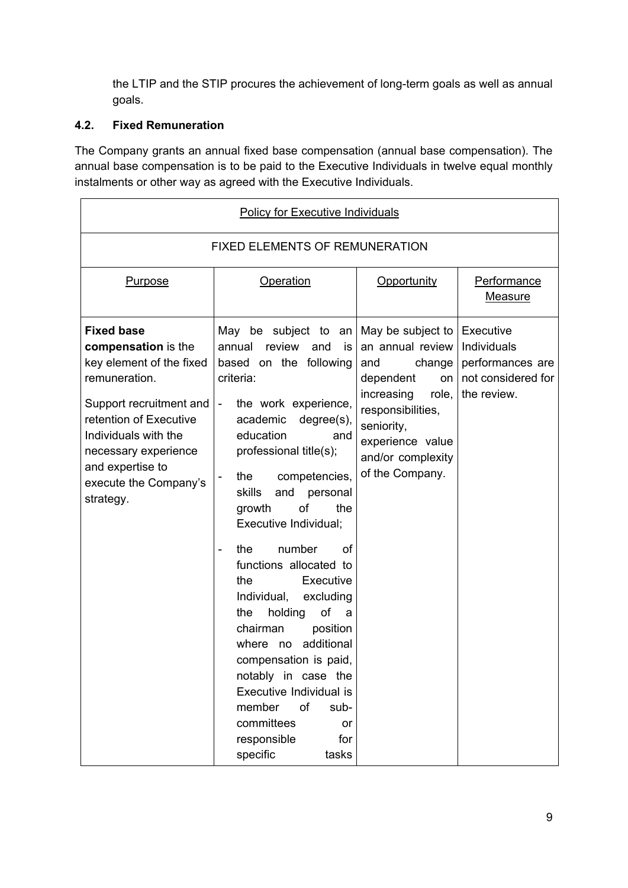the LTIP and the STIP procures the achievement of long-term goals as well as annual goals.

### 4.2. Fixed Remuneration

The Company grants an annual fixed base compensation (annual base compensation). The annual base compensation is to be paid to the Executive Individuals in twelve equal monthly instalments or other way as agreed with the Executive Individuals.

| Policy for Executive Individuals | | | |
|---|---|---|---|
| FIXED ELEMENTS OF REMUNERATION | | | |
| Purpose | Operation | Opportunity | Performance Measure |
| **Fixed base compensation** is the key element of the fixed remuneration.<br><br>Support recruitment and retention of Executive Individuals with the necessary experience and expertise to execute the Company's strategy. | May be subject to an annual review and is based on the following criteria:<br><br>- the work experience, academic degree(s), education and professional title(s);<br>- the competencies, skills and personal growth of the Executive Individual;<br>- the number of functions allocated to the Executive Individual, excluding the holding of a chairman position where no additional compensation is paid, notably in case the Executive Individual is member of sub-committees or responsible for specific tasks | May be subject to an annual review and change dependent on increasing role, responsibilities, seniority, experience value and/or complexity of the Company. | Executive Individuals performances are not considered for the review. |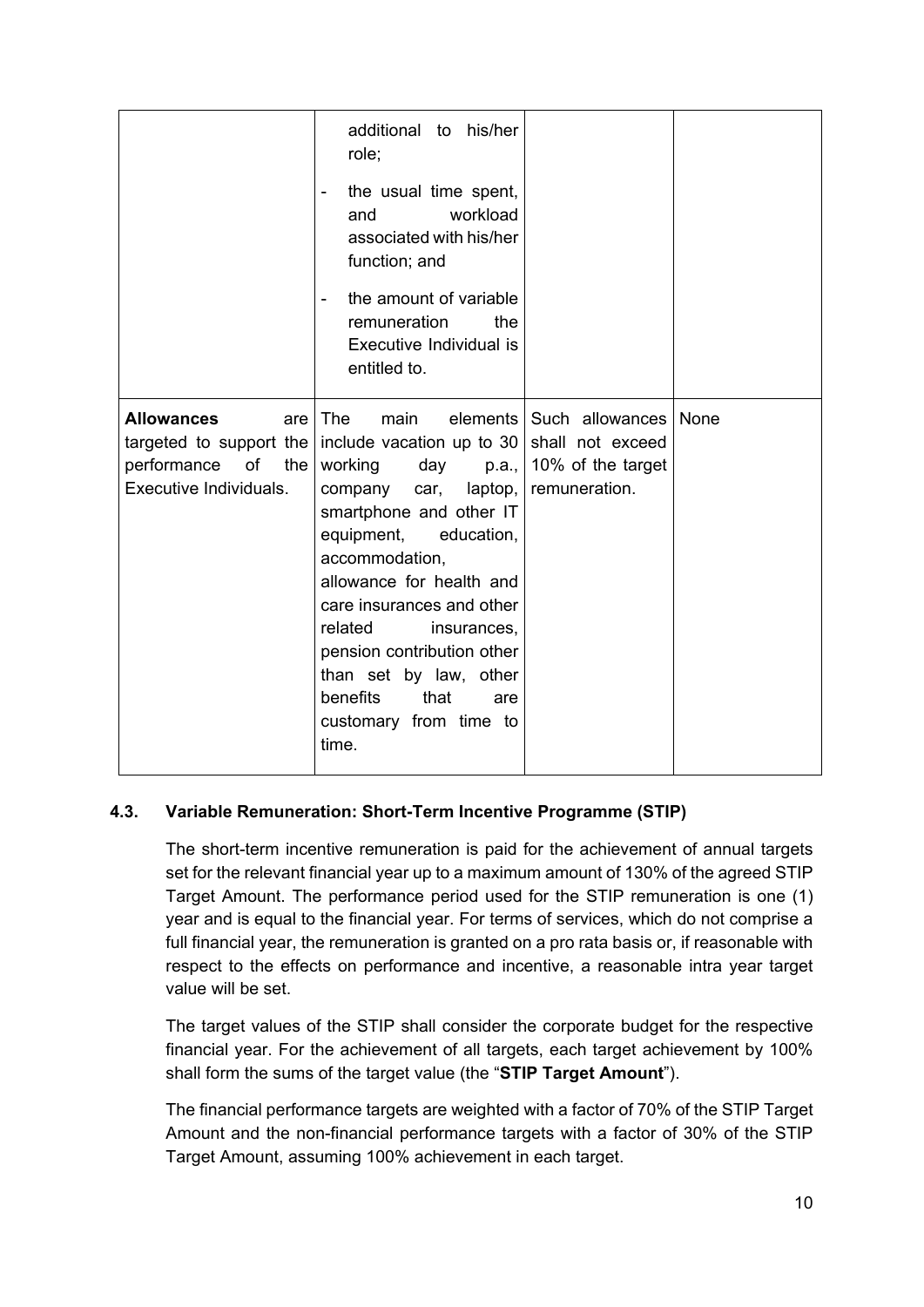| | | | |
|---|---|---|---|
| | additional to his/her role;<br>- the usual time spent, and workload associated with his/her function; and<br>- the amount of variable remuneration the Executive Individual is entitled to. | | |
| **Allowances** are targeted to support the performance of the Executive Individuals. | The main elements include vacation up to 30 working day p.a., company car, laptop, smartphone and other IT equipment, education, accommodation, allowance for health and care insurances and other related insurances, pension contribution other than set by law, other benefits that are customary from time to time. | Such allowances shall not exceed 10% of the target remuneration. | None |

### 4.3. Variable Remuneration: Short-Term Incentive Programme (STIP)

The short-term incentive remuneration is paid for the achievement of annual targets set for the relevant financial year up to a maximum amount of 130% of the agreed STIP Target Amount. The performance period used for the STIP remuneration is one (1) year and is equal to the financial year. For terms of services, which do not comprise a full financial year, the remuneration is granted on a pro rata basis or, if reasonable with respect to the effects on performance and incentive, a reasonable intra year target value will be set.

The target values of the STIP shall consider the corporate budget for the respective financial year. For the achievement of all targets, each target achievement by 100% shall form the sums of the target value (the "**STIP Target Amount**").

The financial performance targets are weighted with a factor of 70% of the STIP Target Amount and the non-financial performance targets with a factor of 30% of the STIP Target Amount, assuming 100% achievement in each target.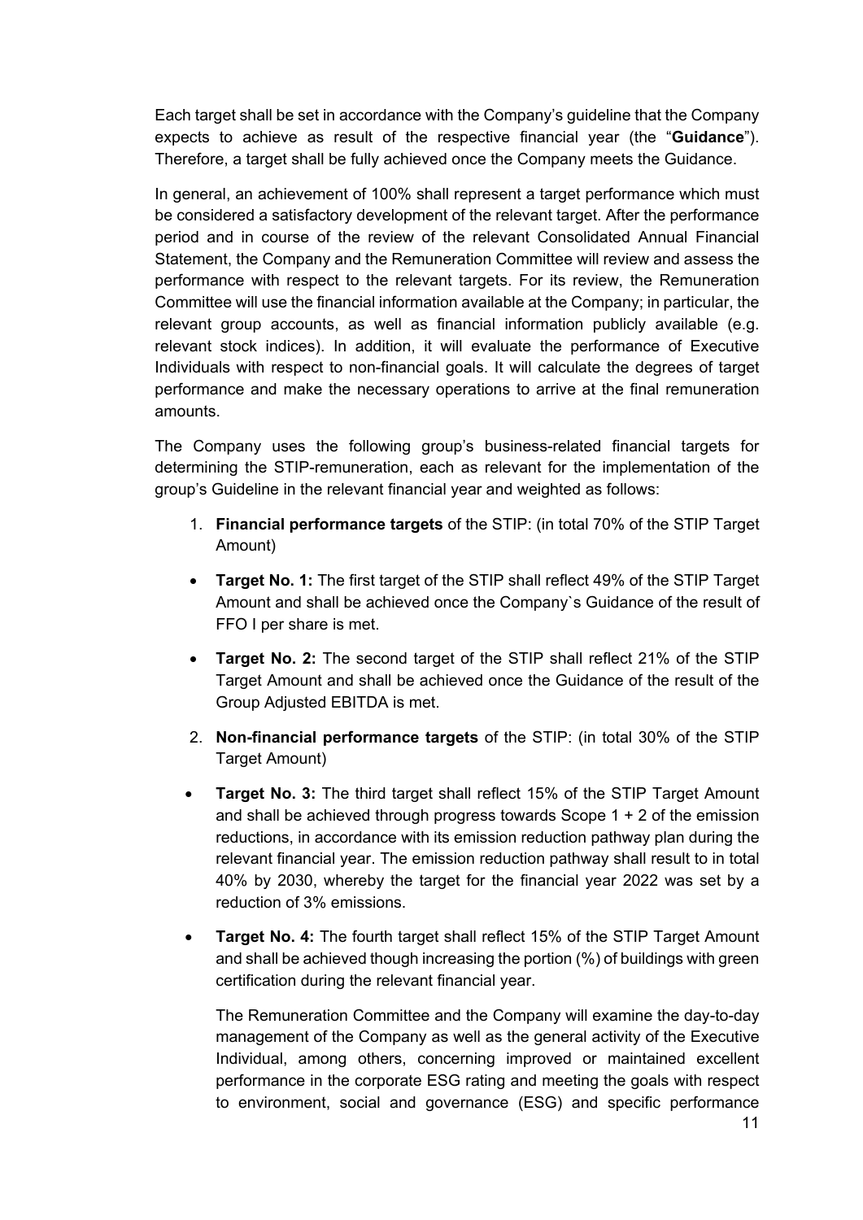Each target shall be set in accordance with the Company's guideline that the Company expects to achieve as result of the respective financial year (the "**Guidance**"). Therefore, a target shall be fully achieved once the Company meets the Guidance.

In general, an achievement of 100% shall represent a target performance which must be considered a satisfactory development of the relevant target. After the performance period and in course of the review of the relevant Consolidated Annual Financial Statement, the Company and the Remuneration Committee will review and assess the performance with respect to the relevant targets. For its review, the Remuneration Committee will use the financial information available at the Company; in particular, the relevant group accounts, as well as financial information publicly available (e.g. relevant stock indices). In addition, it will evaluate the performance of Executive Individuals with respect to non-financial goals. It will calculate the degrees of target performance and make the necessary operations to arrive at the final remuneration amounts.

The Company uses the following group's business-related financial targets for determining the STIP-remuneration, each as relevant for the implementation of the group's Guideline in the relevant financial year and weighted as follows:

1. **Financial performance targets** of the STIP: (in total 70% of the STIP Target Amount)

- **Target No. 1:** The first target of the STIP shall reflect 49% of the STIP Target Amount and shall be achieved once the Company`s Guidance of the result of FFO I per share is met.
- **Target No. 2:** The second target of the STIP shall reflect 21% of the STIP Target Amount and shall be achieved once the Guidance of the result of the Group Adjusted EBITDA is met.

2. **Non-financial performance targets** of the STIP: (in total 30% of the STIP Target Amount)

- **Target No. 3:** The third target shall reflect 15% of the STIP Target Amount and shall be achieved through progress towards Scope 1 + 2 of the emission reductions, in accordance with its emission reduction pathway plan during the relevant financial year. The emission reduction pathway shall result to in total 40% by 2030, whereby the target for the financial year 2022 was set by a reduction of 3% emissions.
- **Target No. 4:** The fourth target shall reflect 15% of the STIP Target Amount and shall be achieved though increasing the portion (%) of buildings with green certification during the relevant financial year.

  The Remuneration Committee and the Company will examine the day-to-day management of the Company as well as the general activity of the Executive Individual, among others, concerning improved or maintained excellent performance in the corporate ESG rating and meeting the goals with respect to environment, social and governance (ESG) and specific performance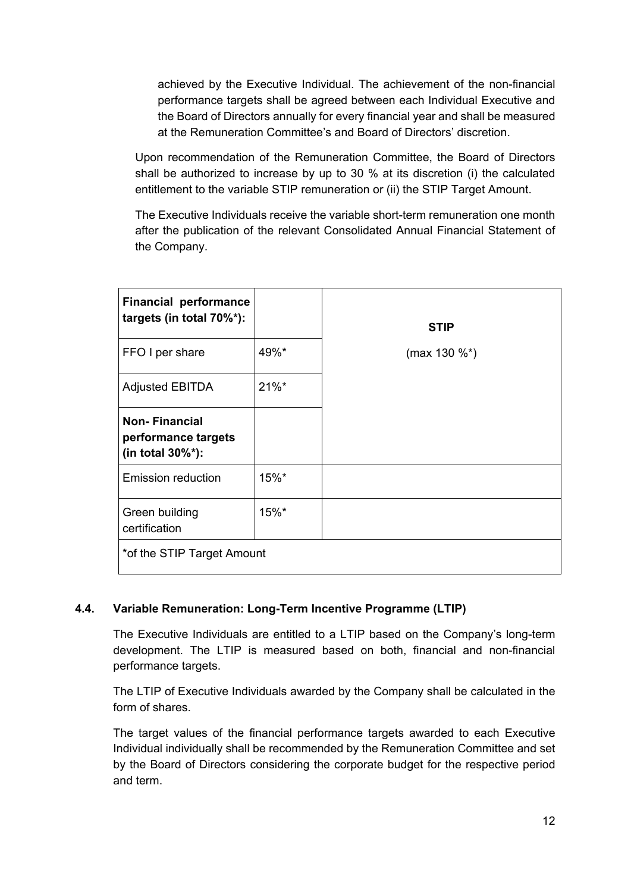achieved by the Executive Individual. The achievement of the non-financial performance targets shall be agreed between each Individual Executive and the Board of Directors annually for every financial year and shall be measured at the Remuneration Committee's and Board of Directors' discretion.

Upon recommendation of the Remuneration Committee, the Board of Directors shall be authorized to increase by up to 30 % at its discretion (i) the calculated entitlement to the variable STIP remuneration or (ii) the STIP Target Amount.

The Executive Individuals receive the variable short-term remuneration one month after the publication of the relevant Consolidated Annual Financial Statement of the Company.

| **Financial performance targets (in total 70%*):** | | **STIP** (max 130 %*) |
|---|---|---|
| FFO I per share | 49%* | |
| Adjusted EBITDA | 21%* | |
| **Non- Financial performance targets (in total 30%*):** | | |
| Emission reduction | 15%* | |
| Green building certification | 15%* | |
| *of the STIP Target Amount | | |

### 4.4. Variable Remuneration: Long-Term Incentive Programme (LTIP)

The Executive Individuals are entitled to a LTIP based on the Company's long-term development. The LTIP is measured based on both, financial and non-financial performance targets.

The LTIP of Executive Individuals awarded by the Company shall be calculated in the form of shares.

The target values of the financial performance targets awarded to each Executive Individual individually shall be recommended by the Remuneration Committee and set by the Board of Directors considering the corporate budget for the respective period and term.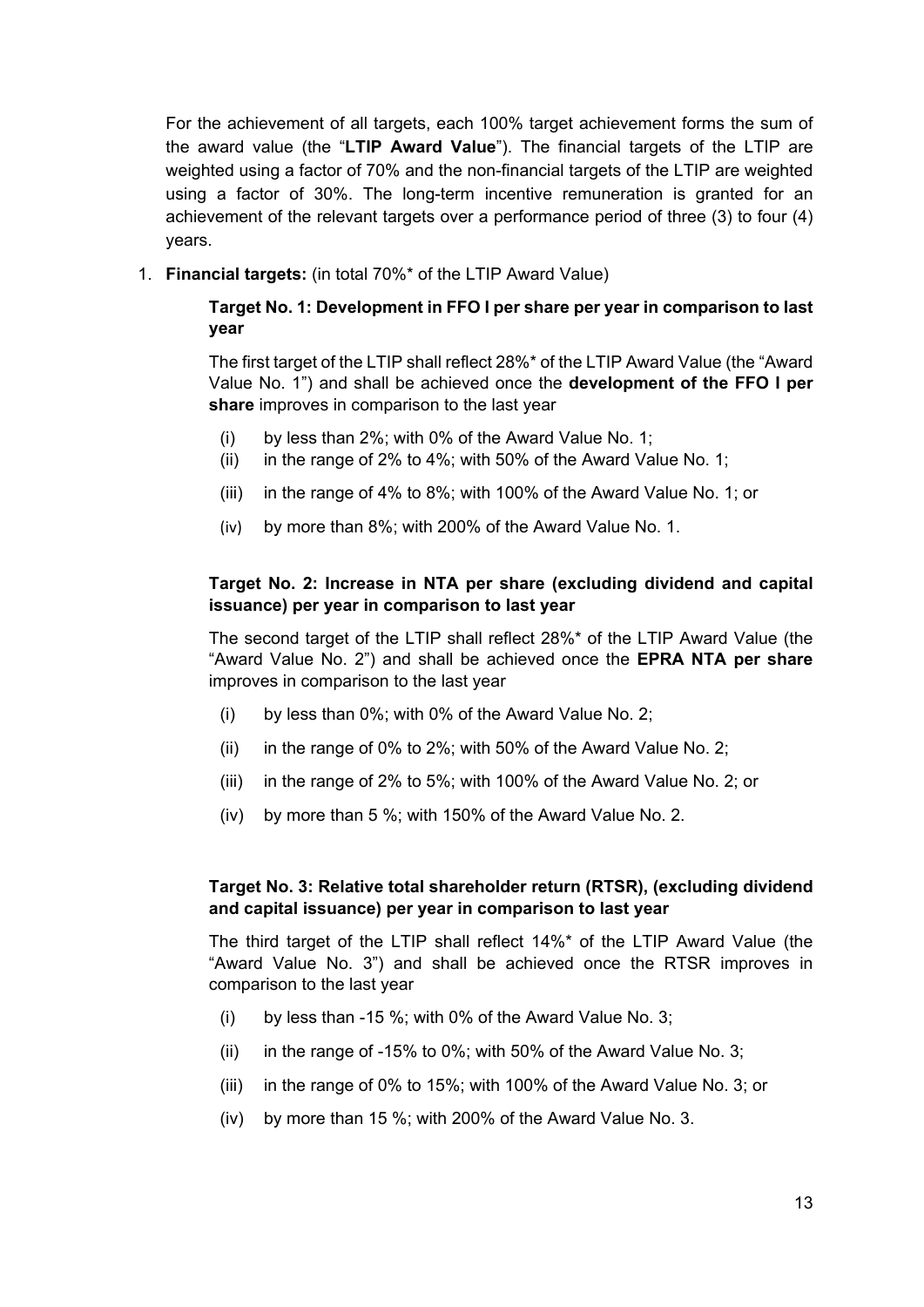For the achievement of all targets, each 100% target achievement forms the sum of the award value (the "**LTIP Award Value**"). The financial targets of the LTIP are weighted using a factor of 70% and the non-financial targets of the LTIP are weighted using a factor of 30%. The long-term incentive remuneration is granted for an achievement of the relevant targets over a performance period of three (3) to four (4) years.

1. **Financial targets:** (in total 70%* of the LTIP Award Value)

   **Target No. 1: Development in FFO I per share per year in comparison to last year**

   The first target of the LTIP shall reflect 28%* of the LTIP Award Value (the "Award Value No. 1") and shall be achieved once the **development of the FFO I per share** improves in comparison to the last year

   (i) by less than 2%; with 0% of the Award Value No. 1;
   (ii) in the range of 2% to 4%; with 50% of the Award Value No. 1;
   (iii) in the range of 4% to 8%; with 100% of the Award Value No. 1; or
   (iv) by more than 8%; with 200% of the Award Value No. 1.

   **Target No. 2: Increase in NTA per share (excluding dividend and capital issuance) per year in comparison to last year**

   The second target of the LTIP shall reflect 28%* of the LTIP Award Value (the "Award Value No. 2") and shall be achieved once the **EPRA NTA per share** improves in comparison to the last year

   (i) by less than 0%; with 0% of the Award Value No. 2;
   (ii) in the range of 0% to 2%; with 50% of the Award Value No. 2;
   (iii) in the range of 2% to 5%; with 100% of the Award Value No. 2; or
   (iv) by more than 5 %; with 150% of the Award Value No. 2.

   **Target No. 3: Relative total shareholder return (RTSR), (excluding dividend and capital issuance) per year in comparison to last year**

   The third target of the LTIP shall reflect 14%* of the LTIP Award Value (the "Award Value No. 3") and shall be achieved once the RTSR improves in comparison to the last year

   (i) by less than -15 %; with 0% of the Award Value No. 3;
   (ii) in the range of -15% to 0%; with 50% of the Award Value No. 3;
   (iii) in the range of 0% to 15%; with 100% of the Award Value No. 3; or
   (iv) by more than 15 %; with 200% of the Award Value No. 3.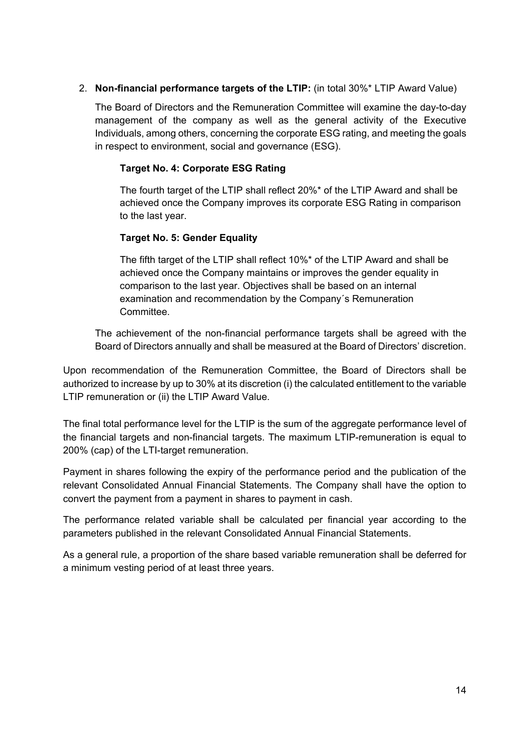2. **Non-financial performance targets of the LTIP:** (in total 30%* LTIP Award Value)

   The Board of Directors and the Remuneration Committee will examine the day-to-day management of the company as well as the general activity of the Executive Individuals, among others, concerning the corporate ESG rating, and meeting the goals in respect to environment, social and governance (ESG).

   **Target No. 4: Corporate ESG Rating**

   The fourth target of the LTIP shall reflect 20%* of the LTIP Award and shall be achieved once the Company improves its corporate ESG Rating in comparison to the last year.

   **Target No. 5: Gender Equality**

   The fifth target of the LTIP shall reflect 10%* of the LTIP Award and shall be achieved once the Company maintains or improves the gender equality in comparison to the last year. Objectives shall be based on an internal examination and recommendation by the Company´s Remuneration Committee.

   The achievement of the non-financial performance targets shall be agreed with the Board of Directors annually and shall be measured at the Board of Directors' discretion.

Upon recommendation of the Remuneration Committee, the Board of Directors shall be authorized to increase by up to 30% at its discretion (i) the calculated entitlement to the variable LTIP remuneration or (ii) the LTIP Award Value.

The final total performance level for the LTIP is the sum of the aggregate performance level of the financial targets and non-financial targets. The maximum LTIP-remuneration is equal to 200% (cap) of the LTI-target remuneration.

Payment in shares following the expiry of the performance period and the publication of the relevant Consolidated Annual Financial Statements. The Company shall have the option to convert the payment from a payment in shares to payment in cash.

The performance related variable shall be calculated per financial year according to the parameters published in the relevant Consolidated Annual Financial Statements.

As a general rule, a proportion of the share based variable remuneration shall be deferred for a minimum vesting period of at least three years.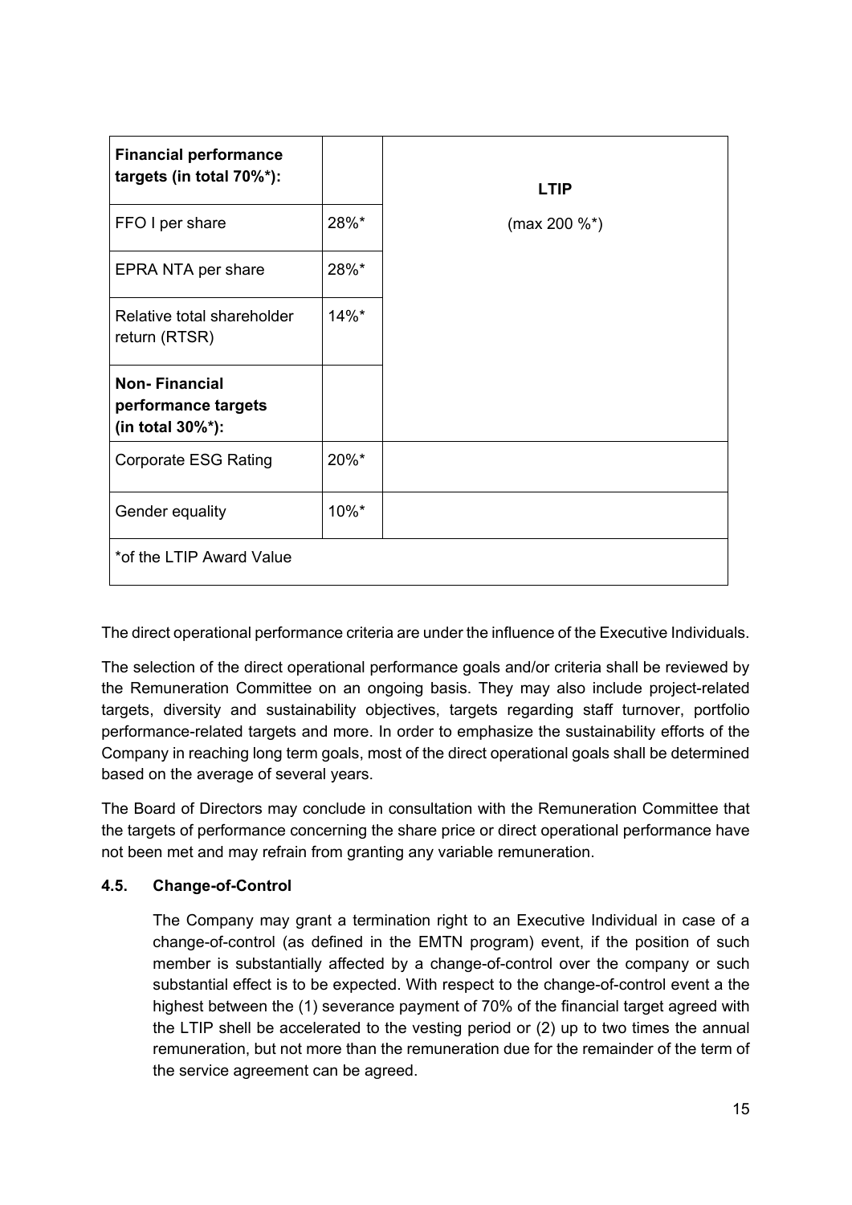| **Financial performance targets (in total 70%*):** | | **LTIP** |
|---|---|---|
| FFO I per share | 28%* | (max 200 %*) |
| EPRA NTA per share | 28%* | |
| Relative total shareholder return (RTSR) | 14%* | |
| **Non- Financial performance targets (in total 30%*):** | | |
| Corporate ESG Rating | 20%* | |
| Gender equality | 10%* | |
| *of the LTIP Award Value | | |

The direct operational performance criteria are under the influence of the Executive Individuals.

The selection of the direct operational performance goals and/or criteria shall be reviewed by the Remuneration Committee on an ongoing basis. They may also include project-related targets, diversity and sustainability objectives, targets regarding staff turnover, portfolio performance-related targets and more. In order to emphasize the sustainability efforts of the Company in reaching long term goals, most of the direct operational goals shall be determined based on the average of several years.

The Board of Directors may conclude in consultation with the Remuneration Committee that the targets of performance concerning the share price or direct operational performance have not been met and may refrain from granting any variable remuneration.

### 4.5. Change-of-Control

The Company may grant a termination right to an Executive Individual in case of a change-of-control (as defined in the EMTN program) event, if the position of such member is substantially affected by a change-of-control over the company or such substantial effect is to be expected. With respect to the change-of-control event a the highest between the (1) severance payment of 70% of the financial target agreed with the LTIP shell be accelerated to the vesting period or (2) up to two times the annual remuneration, but not more than the remuneration due for the remainder of the term of the service agreement can be agreed.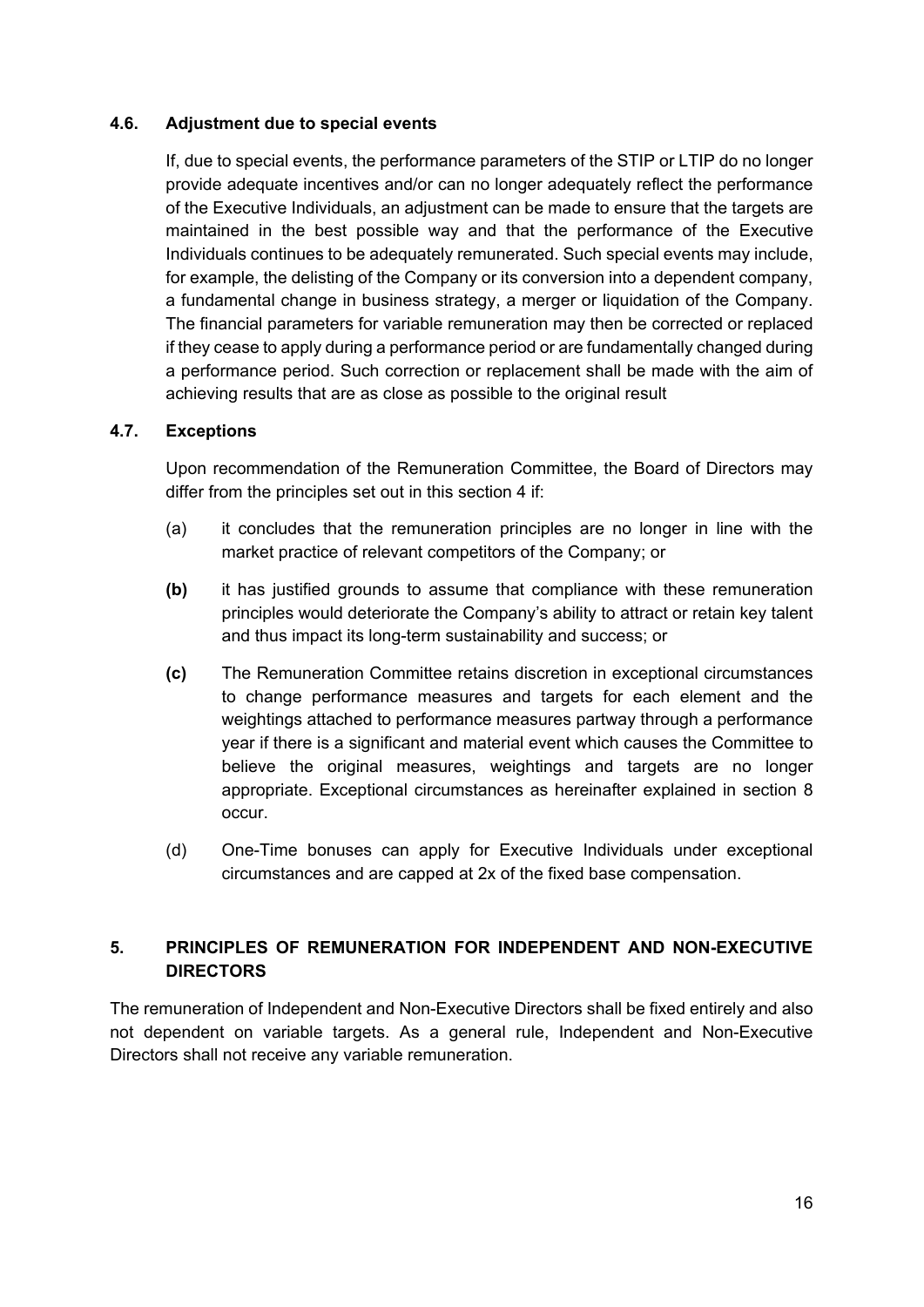### 4.6. Adjustment due to special events

If, due to special events, the performance parameters of the STIP or LTIP do no longer provide adequate incentives and/or can no longer adequately reflect the performance of the Executive Individuals, an adjustment can be made to ensure that the targets are maintained in the best possible way and that the performance of the Executive Individuals continues to be adequately remunerated. Such special events may include, for example, the delisting of the Company or its conversion into a dependent company, a fundamental change in business strategy, a merger or liquidation of the Company. The financial parameters for variable remuneration may then be corrected or replaced if they cease to apply during a performance period or are fundamentally changed during a performance period. Such correction or replacement shall be made with the aim of achieving results that are as close as possible to the original result

### 4.7. Exceptions

Upon recommendation of the Remuneration Committee, the Board of Directors may differ from the principles set out in this section 4 if:

(a) it concludes that the remuneration principles are no longer in line with the market practice of relevant competitors of the Company; or

**(b)** it has justified grounds to assume that compliance with these remuneration principles would deteriorate the Company's ability to attract or retain key talent and thus impact its long-term sustainability and success; or

**(c)** The Remuneration Committee retains discretion in exceptional circumstances to change performance measures and targets for each element and the weightings attached to performance measures partway through a performance year if there is a significant and material event which causes the Committee to believe the original measures, weightings and targets are no longer appropriate. Exceptional circumstances as hereinafter explained in section 8 occur.

(d) One-Time bonuses can apply for Executive Individuals under exceptional circumstances and are capped at 2x of the fixed base compensation.

## 5. PRINCIPLES OF REMUNERATION FOR INDEPENDENT AND NON-EXECUTIVE DIRECTORS

The remuneration of Independent and Non-Executive Directors shall be fixed entirely and also not dependent on variable targets. As a general rule, Independent and Non-Executive Directors shall not receive any variable remuneration.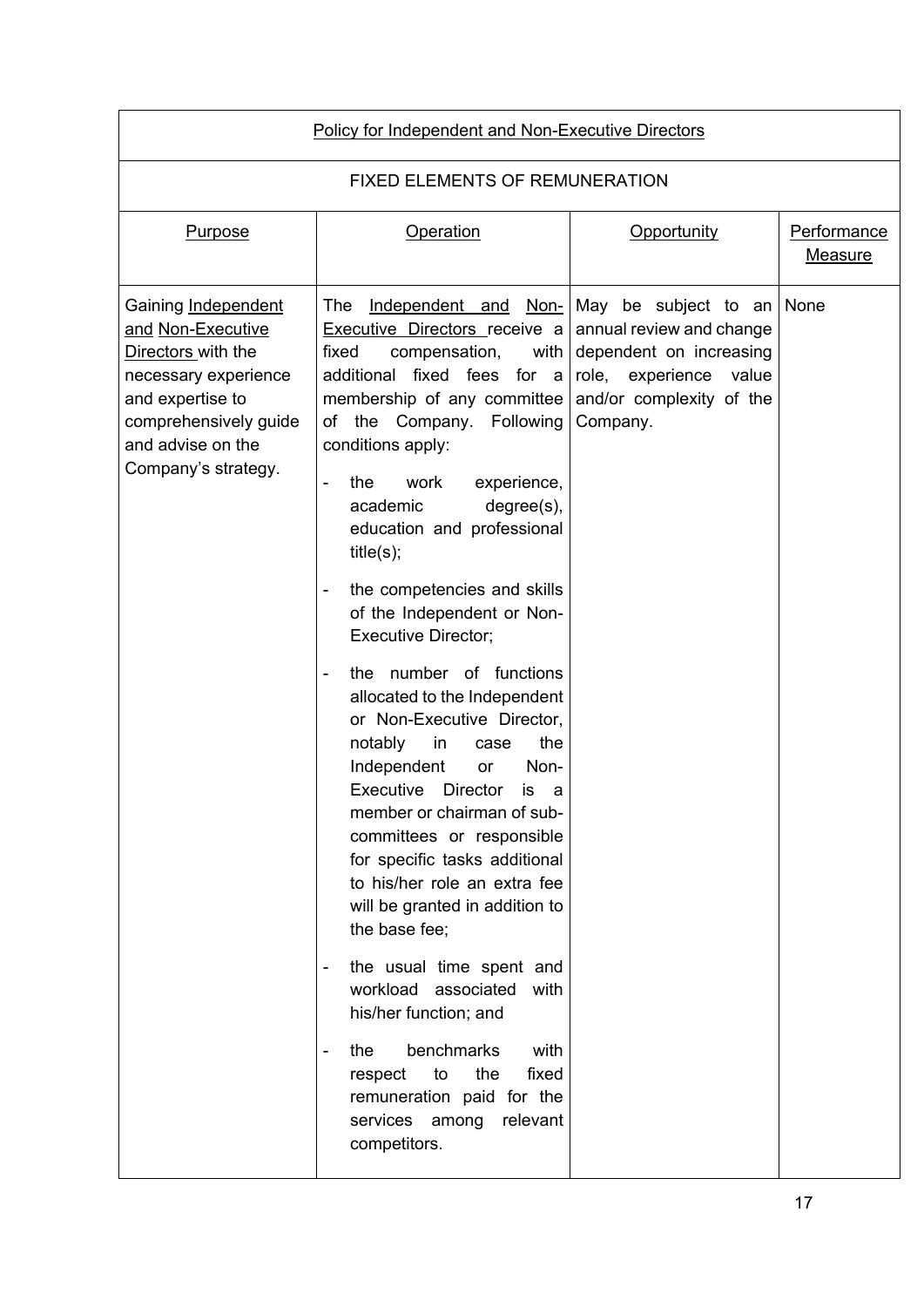| Policy for Independent and Non-Executive Directors | | | |
|---|---|---|---|
| FIXED ELEMENTS OF REMUNERATION | | | |
| Purpose | Operation | Opportunity | Performance Measure |
| Gaining Independent and Non-Executive Directors with the necessary experience and expertise to comprehensively guide and advise on the Company's strategy. | The Independent and Non-Executive Directors receive a fixed compensation, with additional fixed fees for a membership of any committee of the Company. Following conditions apply:<br>- the work experience, academic degree(s), education and professional title(s);<br>- the competencies and skills of the Independent or Non-Executive Director;<br>- the number of functions allocated to the Independent or Non-Executive Director, notably in case the Independent or Non-Executive Director is a member or chairman of sub-committees or responsible for specific tasks additional to his/her role an extra fee will be granted in addition to the base fee;<br>- the usual time spent and workload associated with his/her function; and<br>- the benchmarks with respect to the fixed remuneration paid for the services among relevant competitors. | May be subject to an annual review and change dependent on increasing role, experience value and/or complexity of the Company. | None |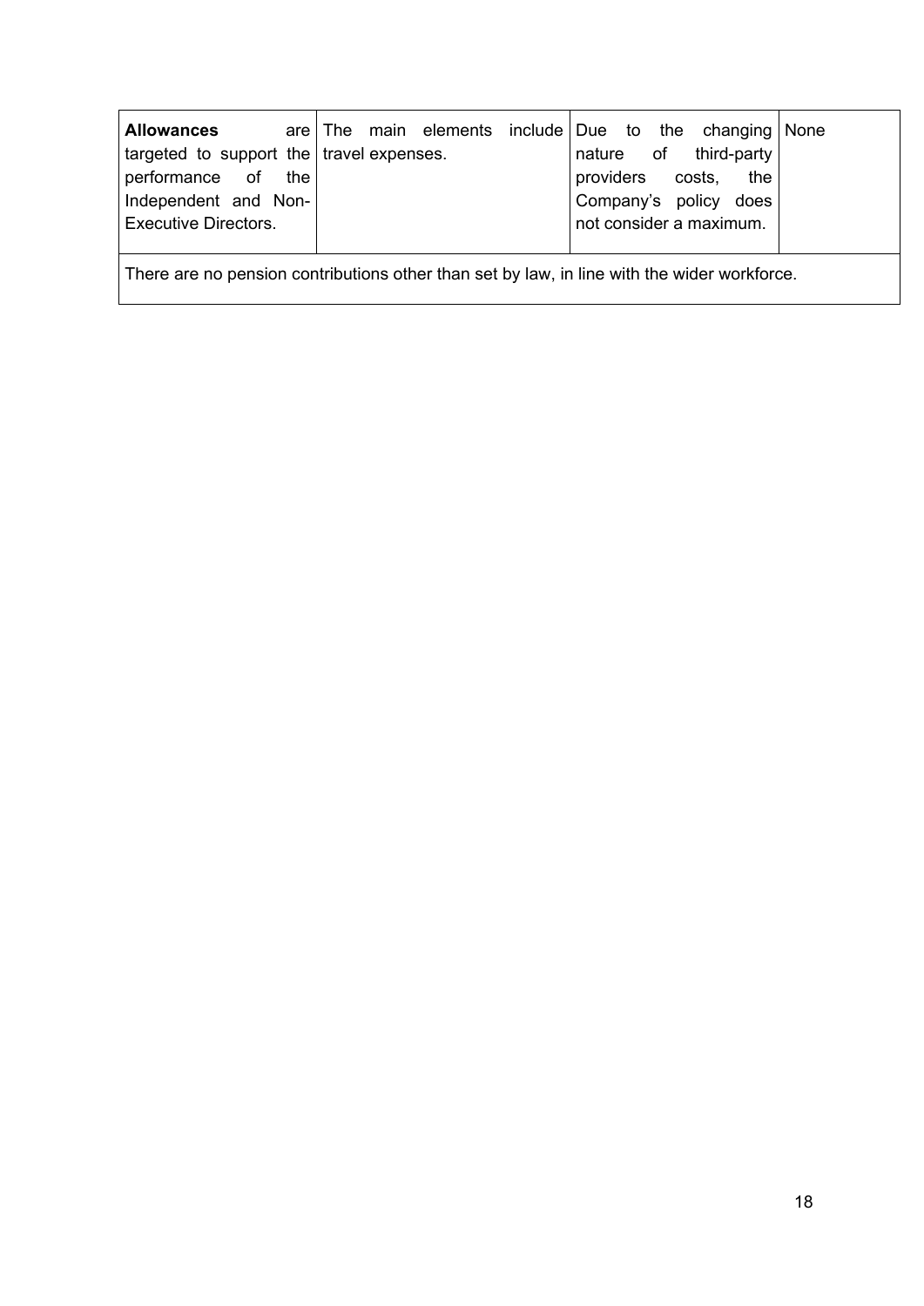| **Allowances** are targeted to support the performance of the Independent and Non-Executive Directors. | The main elements include travel expenses. | Due to the changing nature of third-party providers costs, the Company's policy does not consider a maximum. | None |
|---|---|---|---|
| There are no pension contributions other than set by law, in line with the wider workforce. | | | |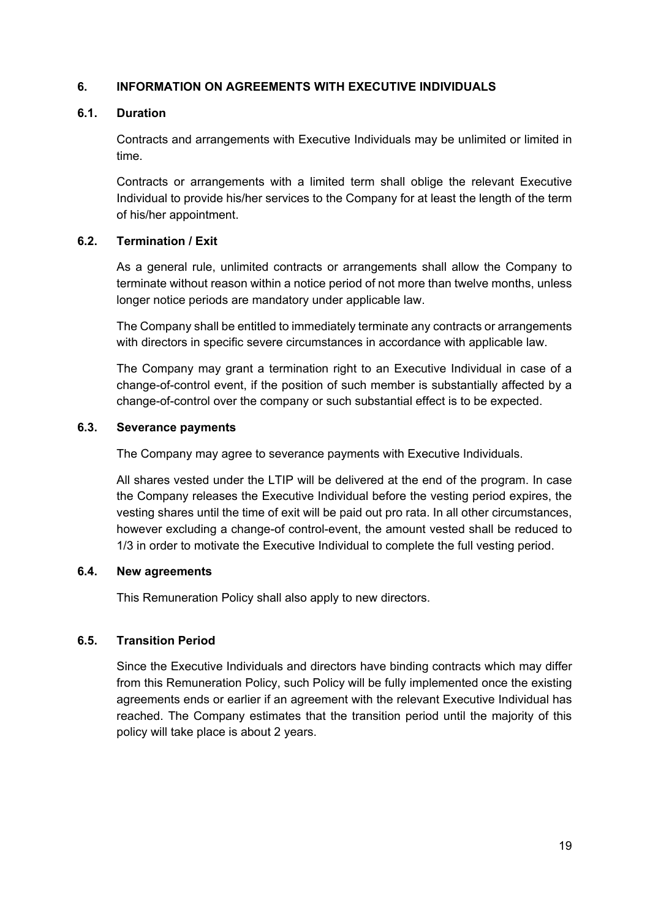## 6. INFORMATION ON AGREEMENTS WITH EXECUTIVE INDIVIDUALS

### 6.1. Duration

Contracts and arrangements with Executive Individuals may be unlimited or limited in time.

Contracts or arrangements with a limited term shall oblige the relevant Executive Individual to provide his/her services to the Company for at least the length of the term of his/her appointment.

### 6.2. Termination / Exit

As a general rule, unlimited contracts or arrangements shall allow the Company to terminate without reason within a notice period of not more than twelve months, unless longer notice periods are mandatory under applicable law.

The Company shall be entitled to immediately terminate any contracts or arrangements with directors in specific severe circumstances in accordance with applicable law.

The Company may grant a termination right to an Executive Individual in case of a change-of-control event, if the position of such member is substantially affected by a change-of-control over the company or such substantial effect is to be expected.

### 6.3. Severance payments

The Company may agree to severance payments with Executive Individuals.

All shares vested under the LTIP will be delivered at the end of the program. In case the Company releases the Executive Individual before the vesting period expires, the vesting shares until the time of exit will be paid out pro rata. In all other circumstances, however excluding a change-of control-event, the amount vested shall be reduced to 1/3 in order to motivate the Executive Individual to complete the full vesting period.

### 6.4. New agreements

This Remuneration Policy shall also apply to new directors.

### 6.5. Transition Period

Since the Executive Individuals and directors have binding contracts which may differ from this Remuneration Policy, such Policy will be fully implemented once the existing agreements ends or earlier if an agreement with the relevant Executive Individual has reached. The Company estimates that the transition period until the majority of this policy will take place is about 2 years.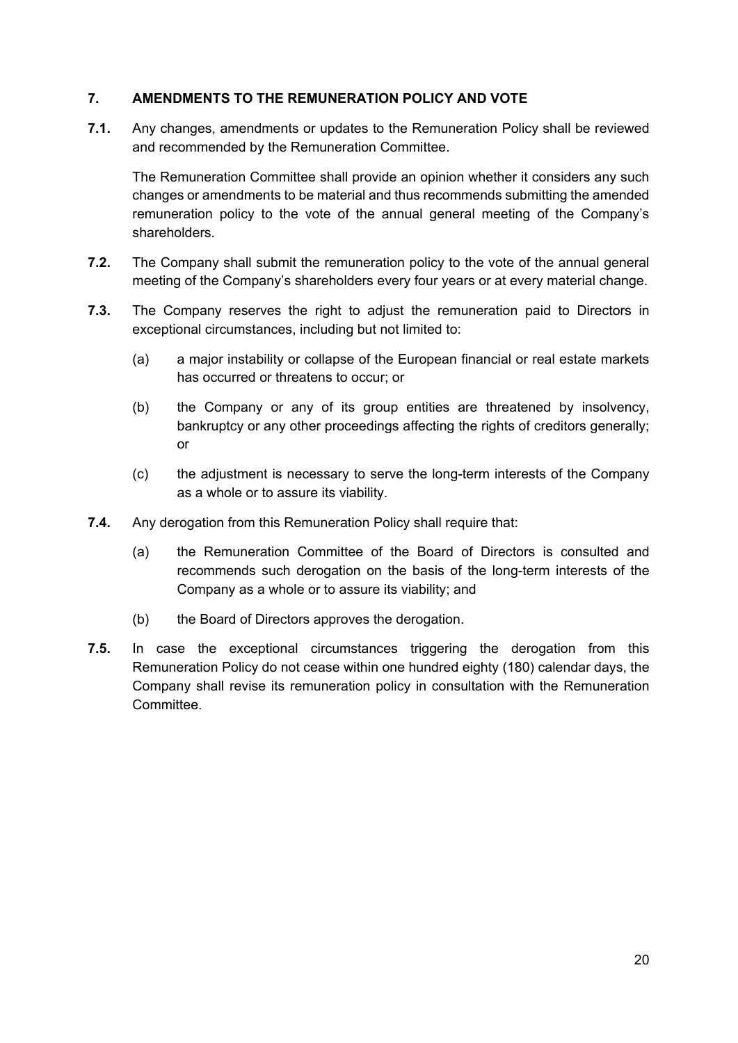## 7. AMENDMENTS TO THE REMUNERATION POLICY AND VOTE

**7.1.** Any changes, amendments or updates to the Remuneration Policy shall be reviewed and recommended by the Remuneration Committee.

The Remuneration Committee shall provide an opinion whether it considers any such changes or amendments to be material and thus recommends submitting the amended remuneration policy to the vote of the annual general meeting of the Company's shareholders.

**7.2.** The Company shall submit the remuneration policy to the vote of the annual general meeting of the Company's shareholders every four years or at every material change.

**7.3.** The Company reserves the right to adjust the remuneration paid to Directors in exceptional circumstances, including but not limited to:

(a) a major instability or collapse of the European financial or real estate markets has occurred or threatens to occur; or

(b) the Company or any of its group entities are threatened by insolvency, bankruptcy or any other proceedings affecting the rights of creditors generally; or

(c) the adjustment is necessary to serve the long-term interests of the Company as a whole or to assure its viability.

**7.4.** Any derogation from this Remuneration Policy shall require that:

(a) the Remuneration Committee of the Board of Directors is consulted and recommends such derogation on the basis of the long-term interests of the Company as a whole or to assure its viability; and

(b) the Board of Directors approves the derogation.

**7.5.** In case the exceptional circumstances triggering the derogation from this Remuneration Policy do not cease within one hundred eighty (180) calendar days, the Company shall revise its remuneration policy in consultation with the Remuneration Committee.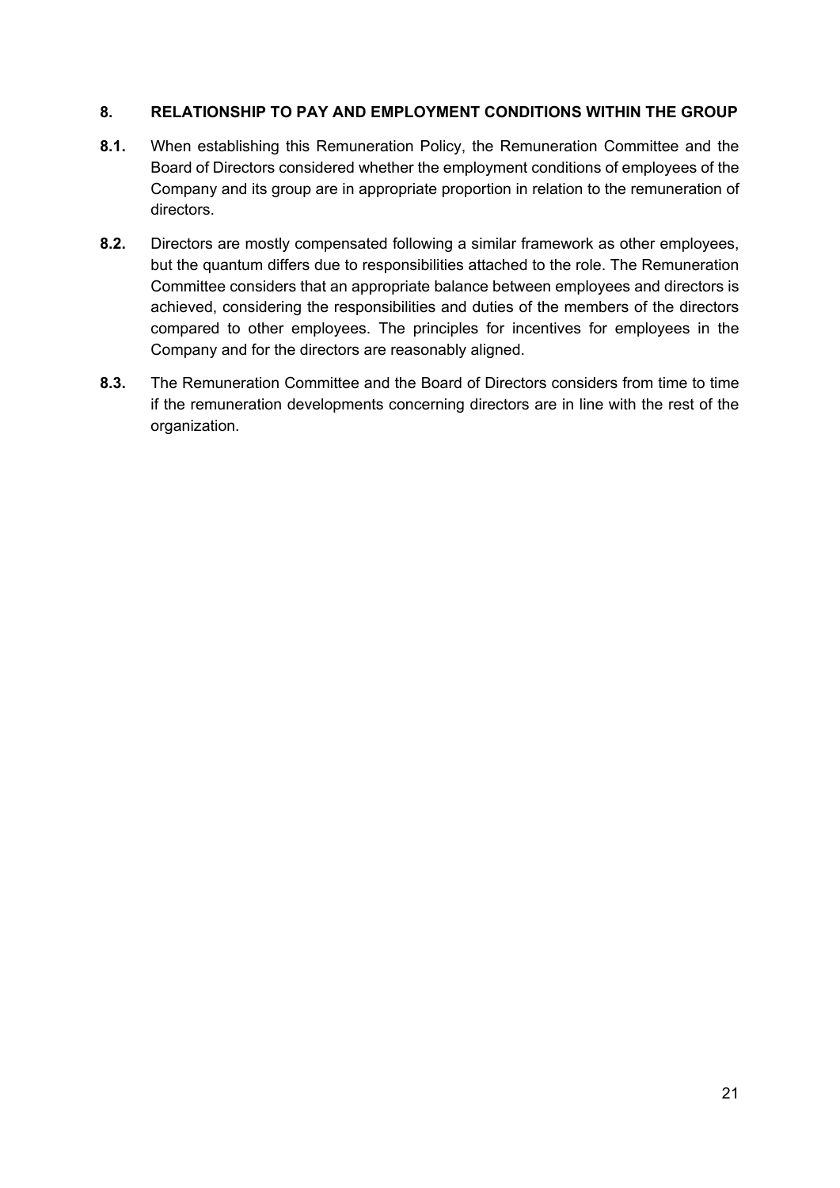## 8. RELATIONSHIP TO PAY AND EMPLOYMENT CONDITIONS WITHIN THE GROUP

**8.1.** When establishing this Remuneration Policy, the Remuneration Committee and the Board of Directors considered whether the employment conditions of employees of the Company and its group are in appropriate proportion in relation to the remuneration of directors.

**8.2.** Directors are mostly compensated following a similar framework as other employees, but the quantum differs due to responsibilities attached to the role. The Remuneration Committee considers that an appropriate balance between employees and directors is achieved, considering the responsibilities and duties of the members of the directors compared to other employees. The principles for incentives for employees in the Company and for the directors are reasonably aligned.

**8.3.** The Remuneration Committee and the Board of Directors considers from time to time if the remuneration developments concerning directors are in line with the rest of the organization.